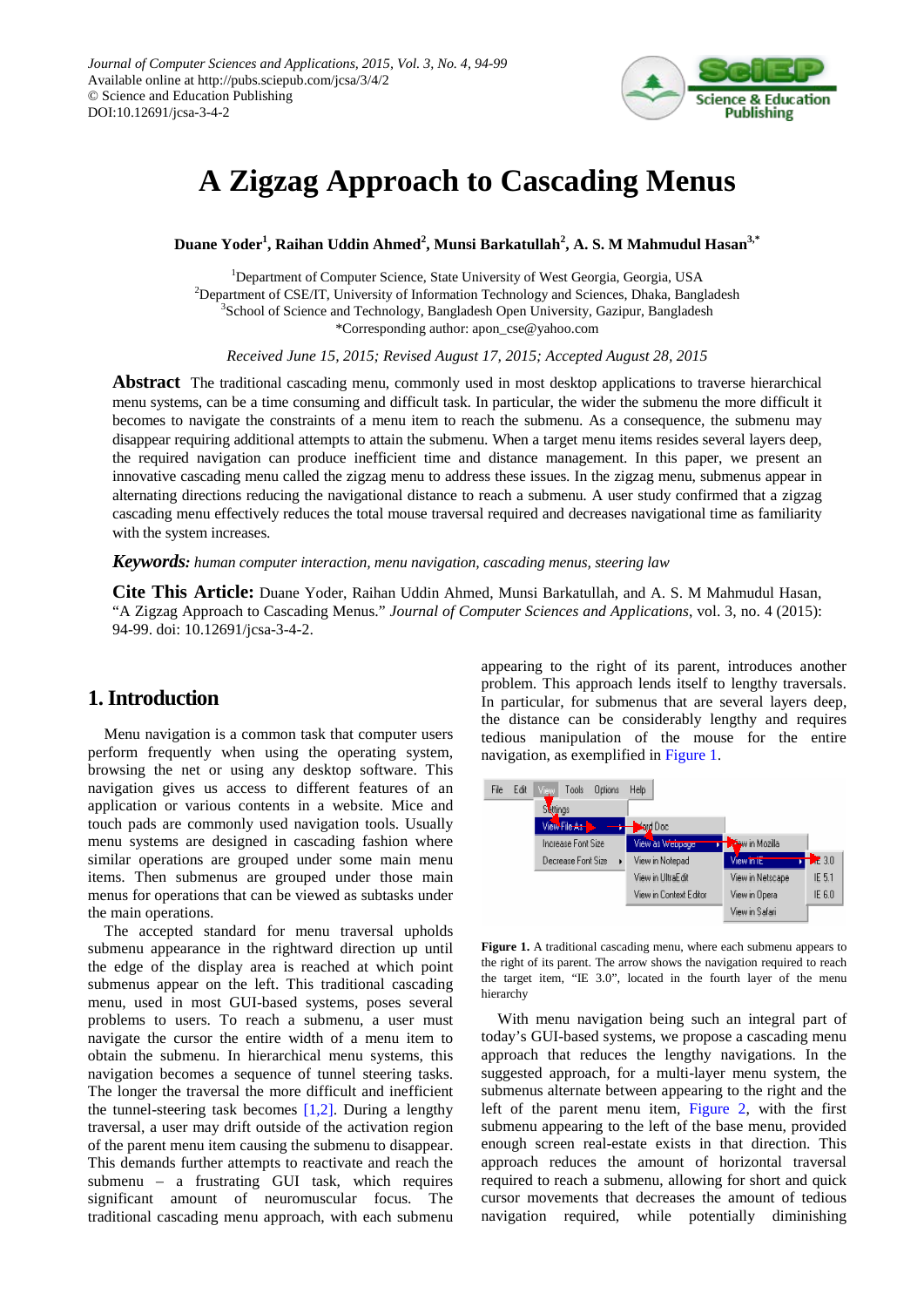Journal of Computer Sciences and Applications, 2015, Vol. 3, No. 4, 94-99
Available online at http://pubs.sciepub.com/jcsa/3/4/2
© Science and Education Publishing
DOI:10.12691/jcsa-3-4-2

# A Zigzag Approach to Cascading Menus

**Duane Yoder[1], Raihan Uddin Ahmed[2], Munsi Barkatullah[2], A. S. M Mahmudul Hasan[3,*]**

[1]Department of Computer Science, State University of West Georgia, Georgia, USA
[2]Department of CSE/IT, University of Information Technology and Sciences, Dhaka, Bangladesh
[3]School of Science and Technology, Bangladesh Open University, Gazipur, Bangladesh
*Corresponding author: apon_cse@yahoo.com

*Received June 15, 2015; Revised August 17, 2015; Accepted August 28, 2015*

**Abstract** The traditional cascading menu, commonly used in most desktop applications to traverse hierarchical menu systems, can be a time consuming and difficult task. In particular, the wider the submenu the more difficult it becomes to navigate the constraints of a menu item to reach the submenu. As a consequence, the submenu may disappear requiring additional attempts to attain the submenu. When a target menu items resides several layers deep, the required navigation can produce inefficient time and distance management. In this paper, we present an innovative cascading menu called the zigzag menu to address these issues. In the zigzag menu, submenus appear in alternating directions reducing the navigational distance to reach a submenu. A user study confirmed that a zigzag cascading menu effectively reduces the total mouse traversal required and decreases navigational time as familiarity with the system increases.

***Keywords:*** *human computer interaction, menu navigation, cascading menus, steering law*

**Cite This Article:** Duane Yoder, Raihan Uddin Ahmed, Munsi Barkatullah, and A. S. M Mahmudul Hasan, "A Zigzag Approach to Cascading Menus." *Journal of Computer Sciences and Applications*, vol. 3, no. 4 (2015): 94-99. doi: 10.12691/jcsa-3-4-2.

## 1. Introduction

Menu navigation is a common task that computer users perform frequently when using the operating system, browsing the net or using any desktop software. This navigation gives us access to different features of an application or various contents in a website. Mice and touch pads are commonly used navigation tools. Usually menu systems are designed in cascading fashion where similar operations are grouped under some main menu items. Then submenus are grouped under those main menus for operations that can be viewed as subtasks under the main operations.

The accepted standard for menu traversal upholds submenu appearance in the rightward direction up until the edge of the display area is reached at which point submenus appear on the left. This traditional cascading menu, used in most GUI-based systems, poses several problems to users. To reach a submenu, a user must navigate the cursor the entire width of a menu item to obtain the submenu. In hierarchical menu systems, this navigation becomes a sequence of tunnel steering tasks. The longer the traversal the more difficult and inefficient the tunnel-steering task becomes [1,2]. During a lengthy traversal, a user may drift outside of the activation region of the parent menu item causing the submenu to disappear. This demands further attempts to reactivate and reach the submenu – a frustrating GUI task, which requires significant amount of neuromuscular focus. The traditional cascading menu approach, with each submenu appearing to the right of its parent, introduces another problem. This approach lends itself to lengthy traversals. In particular, for submenus that are several layers deep, the distance can be considerably lengthy and requires tedious manipulation of the mouse for the entire navigation, as exemplified in Figure 1.

**Figure 1.** A traditional cascading menu, where each submenu appears to the right of its parent. The arrow shows the navigation required to reach the target item, "IE 3.0", located in the fourth layer of the menu hierarchy

With menu navigation being such an integral part of today's GUI-based systems, we propose a cascading menu approach that reduces the lengthy navigations. In the suggested approach, for a multi-layer menu system, the submenus alternate between appearing to the right and the left of the parent menu item, Figure 2, with the first submenu appearing to the left of the base menu, provided enough screen real-estate exists in that direction. This approach reduces the amount of horizontal traversal required to reach a submenu, allowing for short and quick cursor movements that decreases the amount of tedious navigation required, while potentially diminishing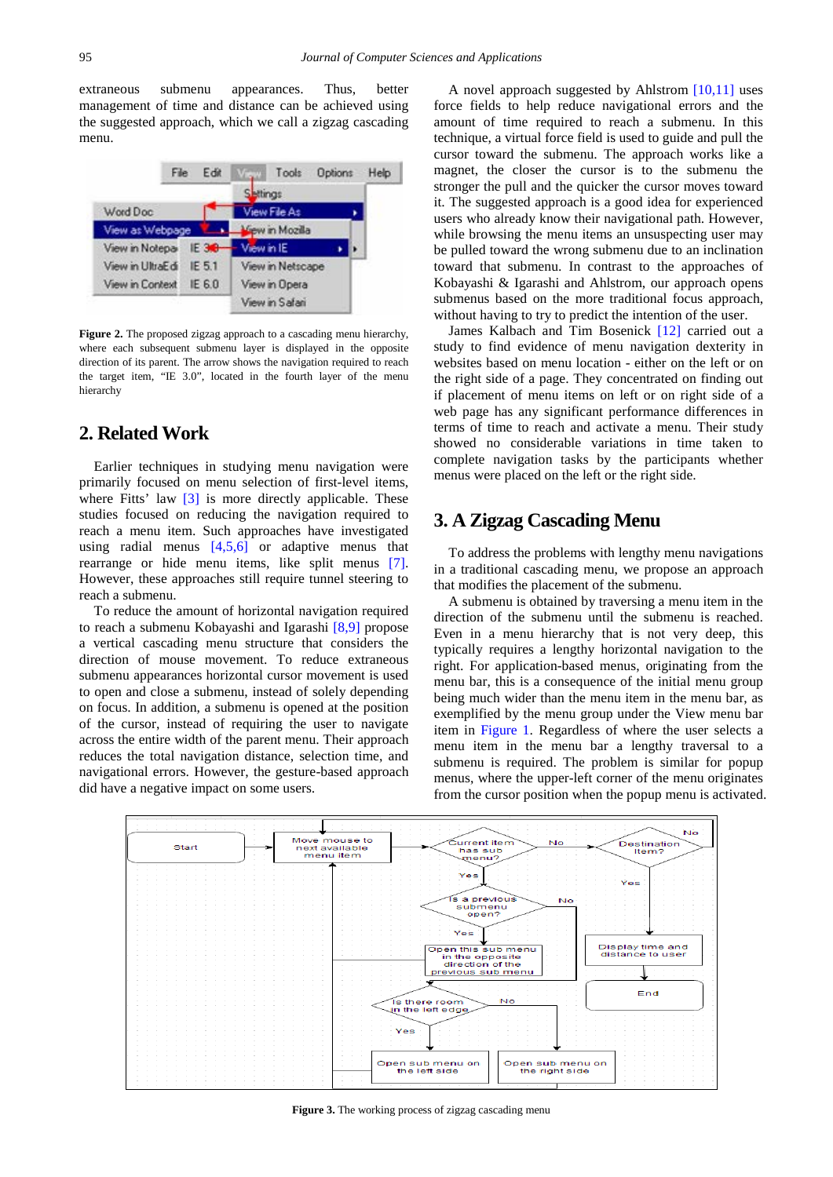extraneous submenu appearances. Thus, better management of time and distance can be achieved using the suggested approach, which we call a zigzag cascading menu.

**Figure 2.** The proposed zigzag approach to a cascading menu hierarchy, where each subsequent submenu layer is displayed in the opposite direction of its parent. The arrow shows the navigation required to reach the target item, “IE 3.0”, located in the fourth layer of the menu hierarchy

## 2. Related Work

Earlier techniques in studying menu navigation were primarily focused on menu selection of first-level items, where Fitts’ law [3] is more directly applicable. These studies focused on reducing the navigation required to reach a menu item. Such approaches have investigated using radial menus [4,5,6] or adaptive menus that rearrange or hide menu items, like split menus [7]. However, these approaches still require tunnel steering to reach a submenu.

To reduce the amount of horizontal navigation required to reach a submenu Kobayashi and Igarashi [8,9] propose a vertical cascading menu structure that considers the direction of mouse movement. To reduce extraneous submenu appearances horizontal cursor movement is used to open and close a submenu, instead of solely depending on focus. In addition, a submenu is opened at the position of the cursor, instead of requiring the user to navigate across the entire width of the parent menu. Their approach reduces the total navigation distance, selection time, and navigational errors. However, the gesture-based approach did have a negative impact on some users.

A novel approach suggested by Ahlstrom [10,11] uses force fields to help reduce navigational errors and the amount of time required to reach a submenu. In this technique, a virtual force field is used to guide and pull the cursor toward the submenu. The approach works like a magnet, the closer the cursor is to the submenu the stronger the pull and the quicker the cursor moves toward it. The suggested approach is a good idea for experienced users who already know their navigational path. However, while browsing the menu items an unsuspecting user may be pulled toward the wrong submenu due to an inclination toward that submenu. In contrast to the approaches of Kobayashi & Igarashi and Ahlstrom, our approach opens submenus based on the more traditional focus approach, without having to try to predict the intention of the user.

James Kalbach and Tim Bosenick [12] carried out a study to find evidence of menu navigation dexterity in websites based on menu location - either on the left or on the right side of a page. They concentrated on finding out if placement of menu items on left or on right side of a web page has any significant performance differences in terms of time to reach and activate a menu. Their study showed no considerable variations in time taken to complete navigation tasks by the participants whether menus were placed on the left or the right side.

## 3. A Zigzag Cascading Menu

To address the problems with lengthy menu navigations in a traditional cascading menu, we propose an approach that modifies the placement of the submenu.

A submenu is obtained by traversing a menu item in the direction of the submenu until the submenu is reached. Even in a menu hierarchy that is not very deep, this typically requires a lengthy horizontal navigation to the right. For application-based menus, originating from the menu bar, this is a consequence of the initial menu group being much wider than the menu item in the menu bar, as exemplified by the menu group under the View menu bar item in Figure 1. Regardless of where the user selects a menu item in the menu bar a lengthy traversal to a submenu is required. The problem is similar for popup menus, where the upper-left corner of the menu originates from the cursor position when the popup menu is activated.

**Figure 3.** The working process of zigzag cascading menu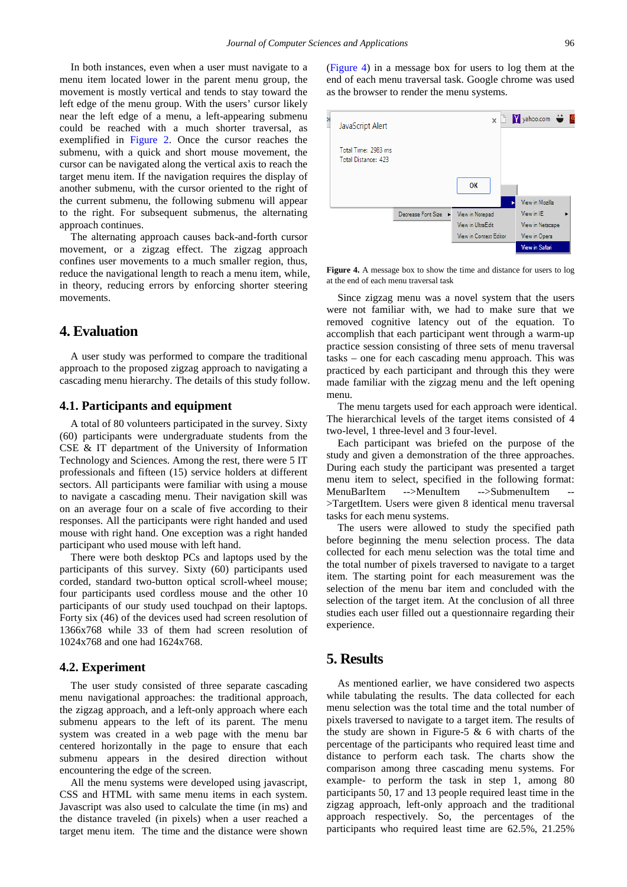In both instances, even when a user must navigate to a menu item located lower in the parent menu group, the movement is mostly vertical and tends to stay toward the left edge of the menu group. With the users' cursor likely near the left edge of a menu, a left-appearing submenu could be reached with a much shorter traversal, as exemplified in Figure 2. Once the cursor reaches the submenu, with a quick and short mouse movement, the cursor can be navigated along the vertical axis to reach the target menu item. If the navigation requires the display of another submenu, with the cursor oriented to the right of the current submenu, the following submenu will appear to the right. For subsequent submenus, the alternating approach continues.

The alternating approach causes back-and-forth cursor movement, or a zigzag effect. The zigzag approach confines user movements to a much smaller region, thus, reduce the navigational length to reach a menu item, while, in theory, reducing errors by enforcing shorter steering movements.

## 4. Evaluation

A user study was performed to compare the traditional approach to the proposed zigzag approach to navigating a cascading menu hierarchy. The details of this study follow.

### 4.1. Participants and equipment

A total of 80 volunteers participated in the survey. Sixty (60) participants were undergraduate students from the CSE & IT department of the University of Information Technology and Sciences. Among the rest, there were 5 IT professionals and fifteen (15) service holders at different sectors. All participants were familiar with using a mouse to navigate a cascading menu. Their navigation skill was on an average four on a scale of five according to their responses. All the participants were right handed and used mouse with right hand. One exception was a right handed participant who used mouse with left hand.

There were both desktop PCs and laptops used by the participants of this survey. Sixty (60) participants used corded, standard two-button optical scroll-wheel mouse; four participants used cordless mouse and the other 10 participants of our study used touchpad on their laptops. Forty six (46) of the devices used had screen resolution of 1366x768 while 33 of them had screen resolution of 1024x768 and one had 1624x768.

### 4.2. Experiment

The user study consisted of three separate cascading menu navigational approaches: the traditional approach, the zigzag approach, and a left-only approach where each submenu appears to the left of its parent. The menu system was created in a web page with the menu bar centered horizontally in the page to ensure that each submenu appears in the desired direction without encountering the edge of the screen.

All the menu systems were developed using javascript, CSS and HTML with same menu items in each system. Javascript was also used to calculate the time (in ms) and the distance traveled (in pixels) when a user reached a target menu item. The time and the distance were shown (Figure 4) in a message box for users to log them at the end of each menu traversal task. Google chrome was used as the browser to render the menu systems.

**Figure 4.** A message box to show the time and distance for users to log at the end of each menu traversal task

Since zigzag menu was a novel system that the users were not familiar with, we had to make sure that we removed cognitive latency out of the equation. To accomplish that each participant went through a warm-up practice session consisting of three sets of menu traversal tasks – one for each cascading menu approach. This was practiced by each participant and through this they were made familiar with the zigzag menu and the left opening menu.

The menu targets used for each approach were identical. The hierarchical levels of the target items consisted of 4 two-level, 1 three-level and 3 four-level.

Each participant was briefed on the purpose of the study and given a demonstration of the three approaches. During each study the participant was presented a target menu item to select, specified in the following format: MenuBarItem -->MenuItem -->SubmenuItem -->TargetItem. Users were given 8 identical menu traversal tasks for each menu systems.

The users were allowed to study the specified path before beginning the menu selection process. The data collected for each menu selection was the total time and the total number of pixels traversed to navigate to a target item. The starting point for each measurement was the selection of the menu bar item and concluded with the selection of the target item. At the conclusion of all three studies each user filled out a questionnaire regarding their experience.

## 5. Results

As mentioned earlier, we have considered two aspects while tabulating the results. The data collected for each menu selection was the total time and the total number of pixels traversed to navigate to a target item. The results of the study are shown in Figure-5 & 6 with charts of the percentage of the participants who required least time and distance to perform each task. The charts show the comparison among three cascading menu systems. For example- to perform the task in step 1, among 80 participants 50, 17 and 13 people required least time in the zigzag approach, left-only approach and the traditional approach respectively. So, the percentages of the participants who required least time are 62.5%, 21.25%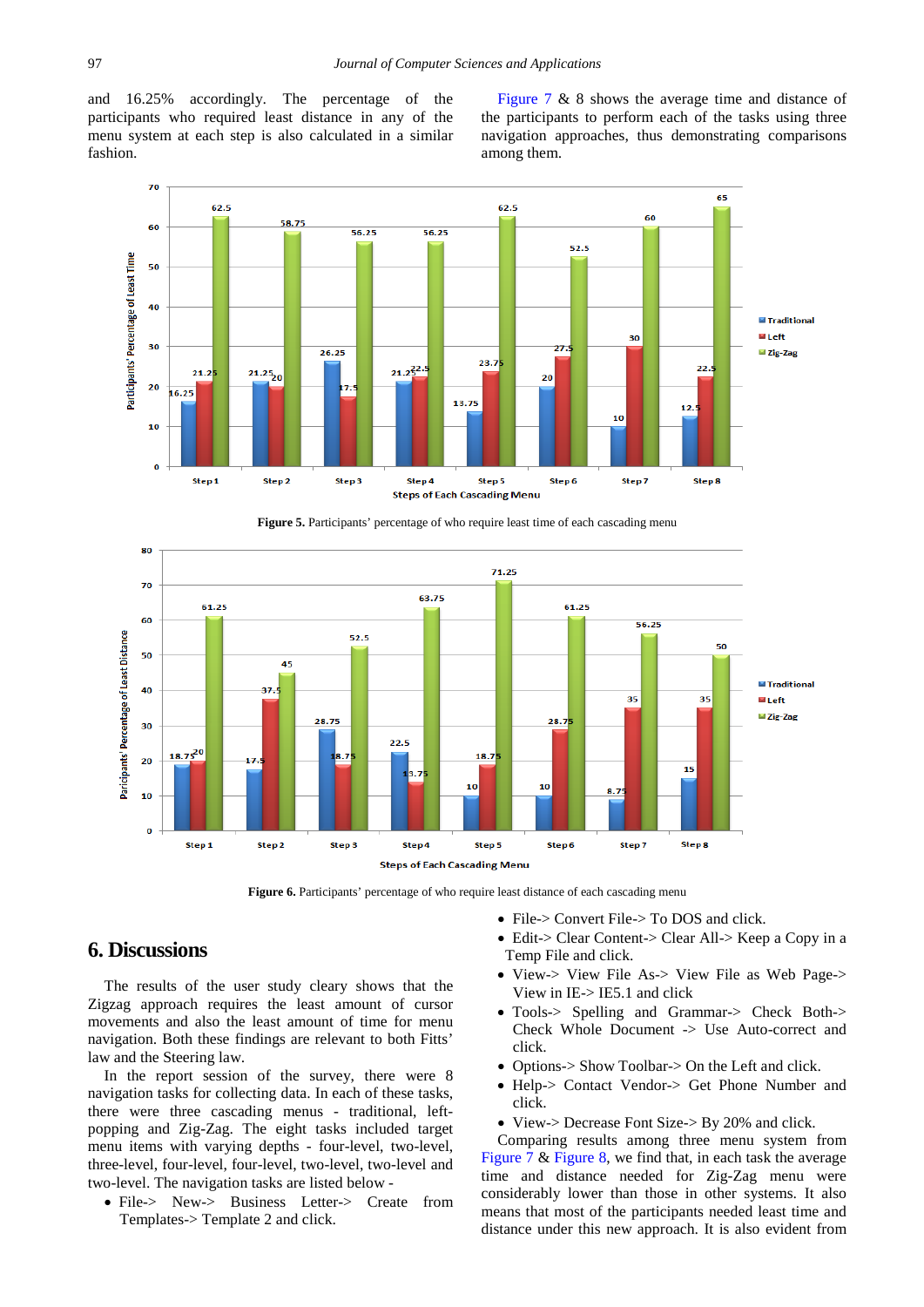and 16.25% accordingly. The percentage of the participants who required least distance in any of the menu system at each step is also calculated in a similar fashion.

Figure 7 & 8 shows the average time and distance of the participants to perform each of the tasks using three navigation approaches, thus demonstrating comparisons among them.

**Figure 5.** Participants' percentage of who require least time of each cascading menu

**Figure 6.** Participants' percentage of who require least distance of each cascading menu

## 6. Discussions

The results of the user study cleary shows that the Zigzag approach requires the least amount of cursor movements and also the least amount of time for menu navigation. Both these findings are relevant to both Fitts' law and the Steering law.

In the report session of the survey, there were 8 navigation tasks for collecting data. In each of these tasks, there were three cascading menus - traditional, left-popping and Zig-Zag. The eight tasks included target menu items with varying depths - four-level, two-level, three-level, four-level, four-level, two-level, two-level and two-level. The navigation tasks are listed below -

- File-> New-> Business Letter-> Create from Templates-> Template 2 and click.
- File-> Convert File-> To DOS and click.
- Edit-> Clear Content-> Clear All-> Keep a Copy in a Temp File and click.
- View-> View File As-> View File as Web Page-> View in IE-> IE5.1 and click
- Tools-> Spelling and Grammar-> Check Both-> Check Whole Document -> Use Auto-correct and click.
- Options-> Show Toolbar-> On the Left and click.
- Help-> Contact Vendor-> Get Phone Number and click.
- View-> Decrease Font Size-> By 20% and click.

Comparing results among three menu system from Figure 7 & Figure 8, we find that, in each task the average time and distance needed for Zig-Zag menu were considerably lower than those in other systems. It also means that most of the participants needed least time and distance under this new approach. It is also evident from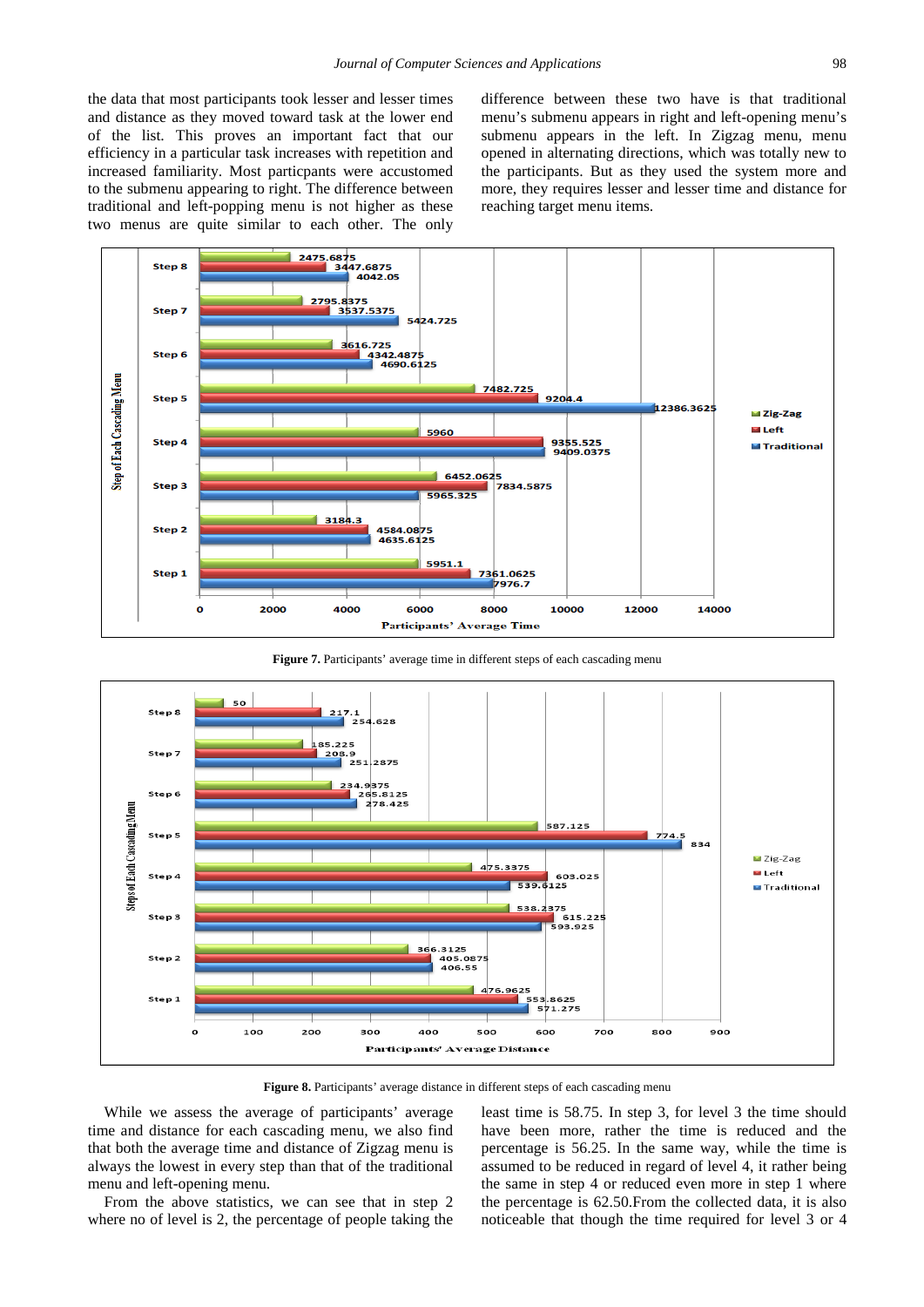the data that most participants took lesser and lesser times and distance as they moved toward task at the lower end of the list. This proves an important fact that our efficiency in a particular task increases with repetition and increased familiarity. Most particpants were accustomed to the submenu appearing to right. The difference between traditional and left-popping menu is not higher as these two menus are quite similar to each other. The only difference between these two have is that traditional menu's submenu appears in right and left-opening menu's submenu appears in the left. In Zigzag menu, menu opened in alternating directions, which was totally new to the participants. But as they used the system more and more, they requires lesser and lesser time and distance for reaching target menu items.

**Figure 7.** Participants' average time in different steps of each cascading menu

**Figure 8.** Participants' average distance in different steps of each cascading menu

While we assess the average of participants' average time and distance for each cascading menu, we also find that both the average time and distance of Zigzag menu is always the lowest in every step than that of the traditional menu and left-opening menu.

From the above statistics, we can see that in step 2 where no of level is 2, the percentage of people taking the least time is 58.75. In step 3, for level 3 the time should have been more, rather the time is reduced and the percentage is 56.25. In the same way, while the time is assumed to be reduced in regard of level 4, it rather being the same in step 4 or reduced even more in step 1 where the percentage is 62.50.From the collected data, it is also noticeable that though the time required for level 3 or 4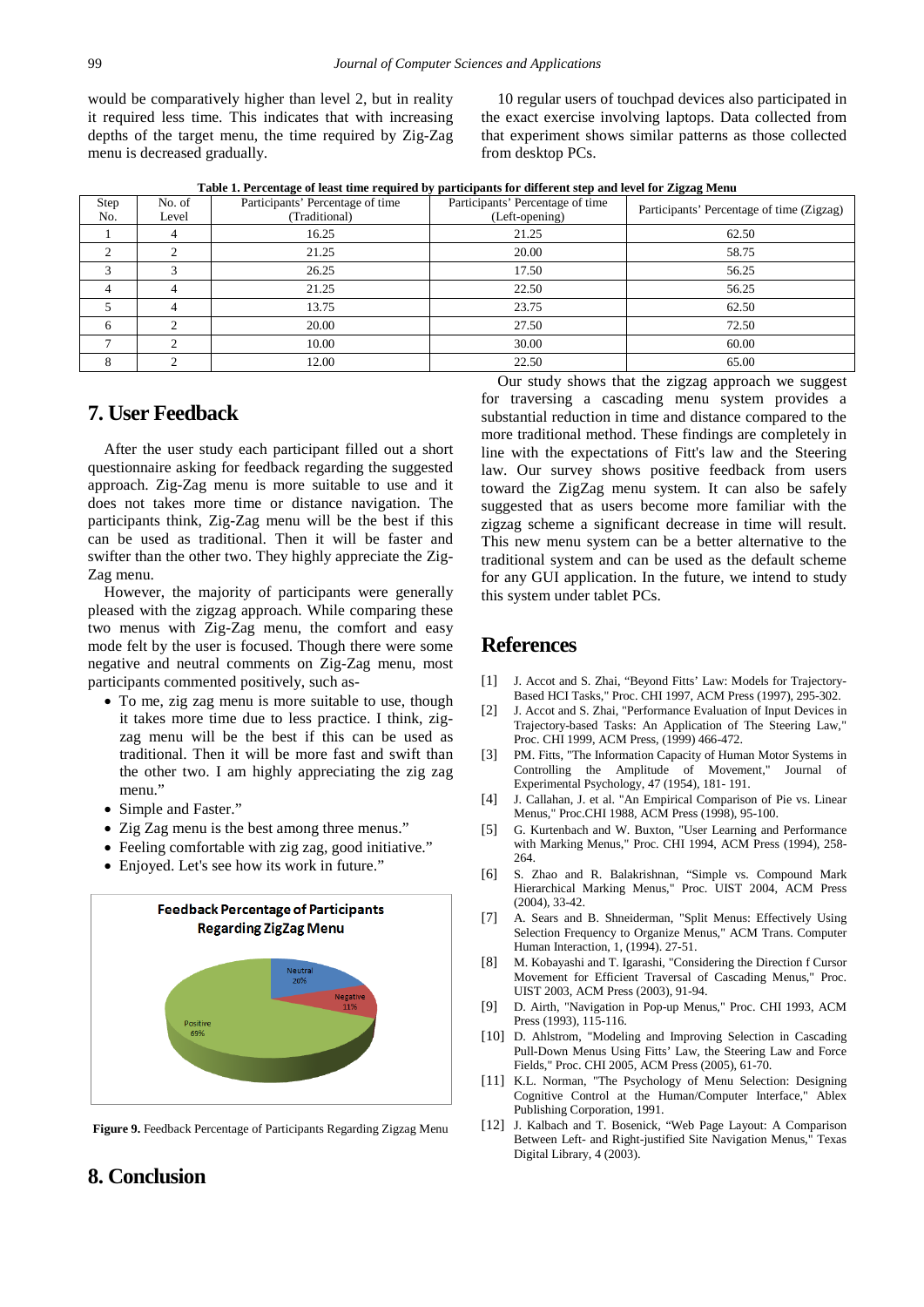would be comparatively higher than level 2, but in reality it required less time. This indicates that with increasing depths of the target menu, the time required by Zig-Zag menu is decreased gradually.

10 regular users of touchpad devices also participated in the exact exercise involving laptops. Data collected from that experiment shows similar patterns as those collected from desktop PCs.

**Table 1. Percentage of least time required by participants for different step and level for Zigzag Menu**

| Step No. | No. of Level | Participants' Percentage of time (Traditional) | Participants' Percentage of time (Left-opening) | Participants' Percentage of time (Zigzag) |
|---|---|---|---|---|
| 1 | 4 | 16.25 | 21.25 | 62.50 |
| 2 | 2 | 21.25 | 20.00 | 58.75 |
| 3 | 3 | 26.25 | 17.50 | 56.25 |
| 4 | 4 | 21.25 | 22.50 | 56.25 |
| 5 | 4 | 13.75 | 23.75 | 62.50 |
| 6 | 2 | 20.00 | 27.50 | 72.50 |
| 7 | 2 | 10.00 | 30.00 | 60.00 |
| 8 | 2 | 12.00 | 22.50 | 65.00 |

## 7. User Feedback

After the user study each participant filled out a short questionnaire asking for feedback regarding the suggested approach. Zig-Zag menu is more suitable to use and it does not takes more time or distance navigation. The participants think, Zig-Zag menu will be the best if this can be used as traditional. Then it will be faster and swifter than the other two. They highly appreciate the Zig-Zag menu.

However, the majority of participants were generally pleased with the zigzag approach. While comparing these two menus with Zig-Zag menu, the comfort and easy mode felt by the user is focused. Though there were some negative and neutral comments on Zig-Zag menu, most participants commented positively, such as-

- To me, zig zag menu is more suitable to use, though it takes more time due to less practice. I think, zig-zag menu will be the best if this can be used as traditional. Then it will be more fast and swift than the other two. I am highly appreciating the zig zag menu."
- Simple and Faster."
- Zig Zag menu is the best among three menus."
- Feeling comfortable with zig zag, good initiative."
- Enjoyed. Let's see how its work in future."

Feedback Percentage of Participants Regarding ZigZag Menu

Neutral 20%

Negative 11%

Positive 69%

**Figure 9.** Feedback Percentage of Participants Regarding Zigzag Menu

## 8. Conclusion

Our study shows that the zigzag approach we suggest for traversing a cascading menu system provides a substantial reduction in time and distance compared to the more traditional method. These findings are completely in line with the expectations of Fitt's law and the Steering law. Our survey shows positive feedback from users toward the ZigZag menu system. It can also be safely suggested that as users become more familiar with the zigzag scheme a significant decrease in time will result. This new menu system can be a better alternative to the traditional system and can be used as the default scheme for any GUI application. In the future, we intend to study this system under tablet PCs.

## References

[1] J. Accot and S. Zhai, "Beyond Fitts' Law: Models for Trajectory-Based HCI Tasks," Proc. CHI 1997, ACM Press (1997), 295-302.

[2] J. Accot and S. Zhai, "Performance Evaluation of Input Devices in Trajectory-based Tasks: An Application of The Steering Law," Proc. CHI 1999, ACM Press, (1999) 466-472.

[3] PM. Fitts, "The Information Capacity of Human Motor Systems in Controlling the Amplitude of Movement," Journal of Experimental Psychology, 47 (1954), 181- 191.

[4] J. Callahan, J. et al. "An Empirical Comparison of Pie vs. Linear Menus," Proc.CHI 1988, ACM Press (1998), 95-100.

[5] G. Kurtenbach and W. Buxton, "User Learning and Performance with Marking Menus," Proc. CHI 1994, ACM Press (1994), 258-264.

[6] S. Zhao and R. Balakrishnan, "Simple vs. Compound Mark Hierarchical Marking Menus," Proc. UIST 2004, ACM Press (2004), 33-42.

[7] A. Sears and B. Shneiderman, "Split Menus: Effectively Using Selection Frequency to Organize Menus," ACM Trans. Computer Human Interaction, 1, (1994). 27-51.

[8] M. Kobayashi and T. Igarashi, "Considering the Direction f Cursor Movement for Efficient Traversal of Cascading Menus," Proc. UIST 2003, ACM Press (2003), 91-94.

[9] D. Airth, "Navigation in Pop-up Menus," Proc. CHI 1993, ACM Press (1993), 115-116.

[10] D. Ahlstrom, "Modeling and Improving Selection in Cascading Pull-Down Menus Using Fitts' Law, the Steering Law and Force Fields," Proc. CHI 2005, ACM Press (2005), 61-70.

[11] K.L. Norman, "The Psychology of Menu Selection: Designing Cognitive Control at the Human/Computer Interface," Ablex Publishing Corporation, 1991.

[12] J. Kalbach and T. Bosenick, "Web Page Layout: A Comparison Between Left- and Right-justified Site Navigation Menus," Texas Digital Library, 4 (2003).